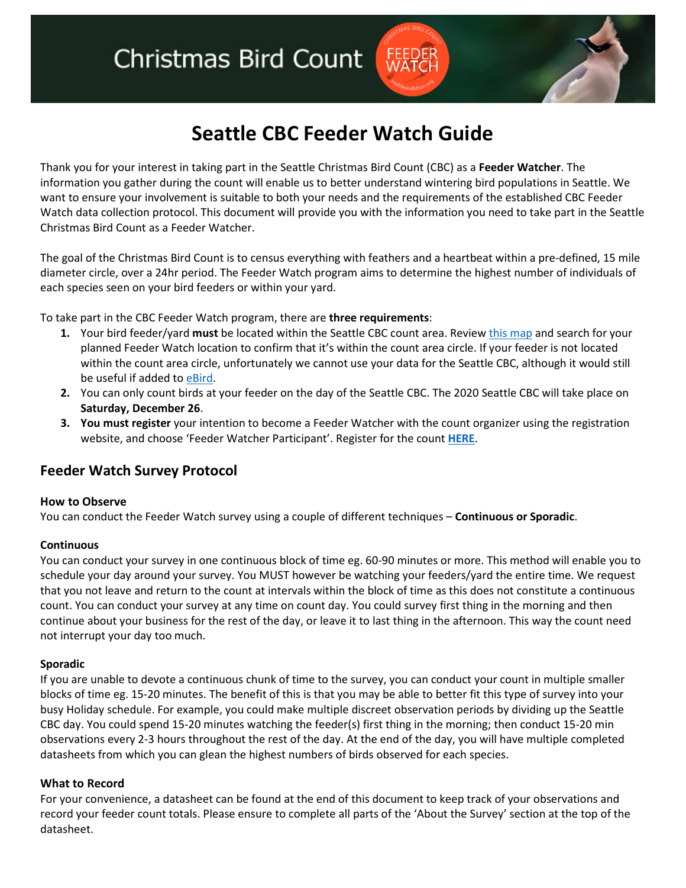Christmas Bird Count

# Seattle CBC Feeder Watch Guide

Thank you for your interest in taking part in the Seattle Christmas Bird Count (CBC) as a **Feeder Watcher**. The information you gather during the count will enable us to better understand wintering bird populations in Seattle. We want to ensure your involvement is suitable to both your needs and the requirements of the established CBC Feeder Watch data collection protocol. This document will provide you with the information you need to take part in the Seattle Christmas Bird Count as a Feeder Watcher.

The goal of the Christmas Bird Count is to census everything with feathers and a heartbeat within a pre-defined, 15 mile diameter circle, over a 24hr period. The Feeder Watch program aims to determine the highest number of individuals of each species seen on your bird feeders or within your yard.

To take part in the CBC Feeder Watch program, there are **three requirements**:

1. Your bird feeder/yard **must** be located within the Seattle CBC count area. Review this map and search for your planned Feeder Watch location to confirm that it's within the count area circle. If your feeder is not located within the count area circle, unfortunately we cannot use your data for the Seattle CBC, although it would still be useful if added to eBird.
2. You can only count birds at your feeder on the day of the Seattle CBC. The 2020 Seattle CBC will take place on **Saturday, December 26**.
3. **You must register** your intention to become a Feeder Watcher with the count organizer using the registration website, and choose 'Feeder Watcher Participant'. Register for the count **HERE**.

## Feeder Watch Survey Protocol

### How to Observe

You can conduct the Feeder Watch survey using a couple of different techniques – **Continuous or Sporadic**.

### Continuous

You can conduct your survey in one continuous block of time eg. 60-90 minutes or more. This method will enable you to schedule your day around your survey. You MUST however be watching your feeders/yard the entire time. We request that you not leave and return to the count at intervals within the block of time as this does not constitute a continuous count. You can conduct your survey at any time on count day. You could survey first thing in the morning and then continue about your business for the rest of the day, or leave it to last thing in the afternoon. This way the count need not interrupt your day too much.

### Sporadic

If you are unable to devote a continuous chunk of time to the survey, you can conduct your count in multiple smaller blocks of time eg. 15-20 minutes. The benefit of this is that you may be able to better fit this type of survey into your busy Holiday schedule. For example, you could make multiple discreet observation periods by dividing up the Seattle CBC day. You could spend 15-20 minutes watching the feeder(s) first thing in the morning; then conduct 15-20 min observations every 2-3 hours throughout the rest of the day. At the end of the day, you will have multiple completed datasheets from which you can glean the highest numbers of birds observed for each species.

### What to Record

For your convenience, a datasheet can be found at the end of this document to keep track of your observations and record your feeder count totals. Please ensure to complete all parts of the 'About the Survey' section at the top of the datasheet.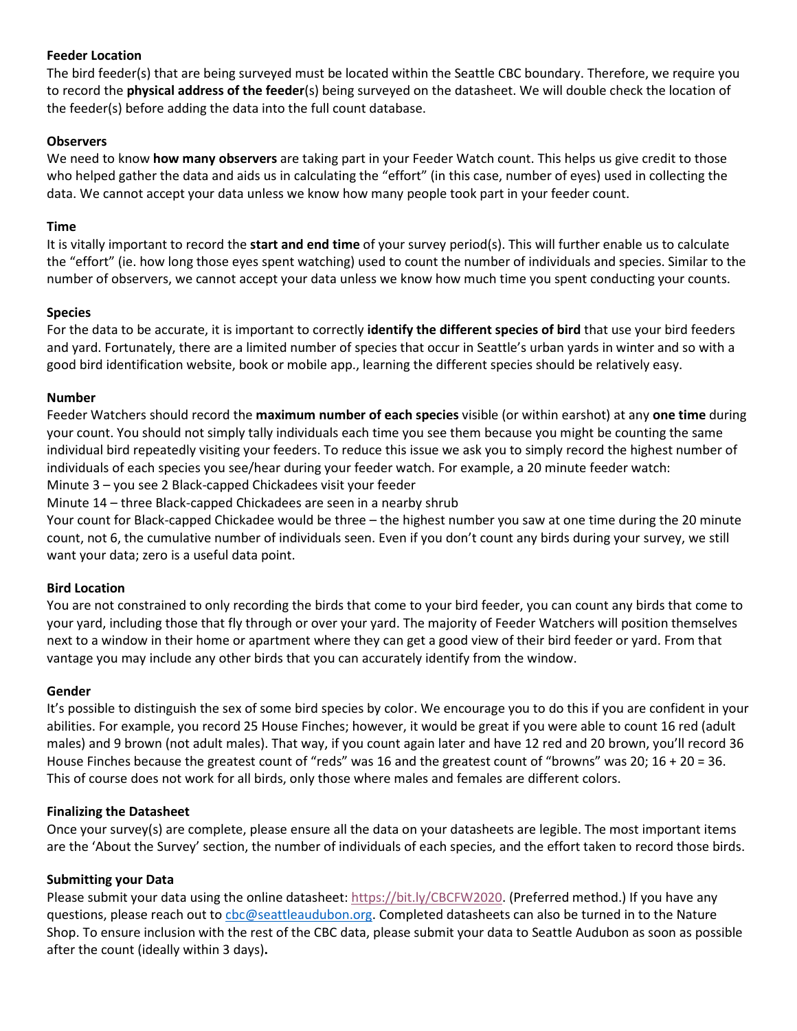### Feeder Location

The bird feeder(s) that are being surveyed must be located within the Seattle CBC boundary. Therefore, we require you to record the **physical address of the feeder**(s) being surveyed on the datasheet. We will double check the location of the feeder(s) before adding the data into the full count database.

### Observers

We need to know **how many observers** are taking part in your Feeder Watch count. This helps us give credit to those who helped gather the data and aids us in calculating the "effort" (in this case, number of eyes) used in collecting the data. We cannot accept your data unless we know how many people took part in your feeder count.

### Time

It is vitally important to record the **start and end time** of your survey period(s). This will further enable us to calculate the "effort" (ie. how long those eyes spent watching) used to count the number of individuals and species. Similar to the number of observers, we cannot accept your data unless we know how much time you spent conducting your counts.

### Species

For the data to be accurate, it is important to correctly **identify the different species of bird** that use your bird feeders and yard. Fortunately, there are a limited number of species that occur in Seattle's urban yards in winter and so with a good bird identification website, book or mobile app., learning the different species should be relatively easy.

### Number

Feeder Watchers should record the **maximum number of each species** visible (or within earshot) at any **one time** during your count. You should not simply tally individuals each time you see them because you might be counting the same individual bird repeatedly visiting your feeders. To reduce this issue we ask you to simply record the highest number of individuals of each species you see/hear during your feeder watch. For example, a 20 minute feeder watch:

Minute 3 – you see 2 Black-capped Chickadees visit your feeder

Minute 14 – three Black-capped Chickadees are seen in a nearby shrub

Your count for Black-capped Chickadee would be three – the highest number you saw at one time during the 20 minute count, not 6, the cumulative number of individuals seen. Even if you don't count any birds during your survey, we still want your data; zero is a useful data point.

### Bird Location

You are not constrained to only recording the birds that come to your bird feeder, you can count any birds that come to your yard, including those that fly through or over your yard. The majority of Feeder Watchers will position themselves next to a window in their home or apartment where they can get a good view of their bird feeder or yard. From that vantage you may include any other birds that you can accurately identify from the window.

### Gender

It's possible to distinguish the sex of some bird species by color. We encourage you to do this if you are confident in your abilities. For example, you record 25 House Finches; however, it would be great if you were able to count 16 red (adult males) and 9 brown (not adult males). That way, if you count again later and have 12 red and 20 brown, you'll record 36 House Finches because the greatest count of "reds" was 16 and the greatest count of "browns" was 20; 16 + 20 = 36. This of course does not work for all birds, only those where males and females are different colors.

### Finalizing the Datasheet

Once your survey(s) are complete, please ensure all the data on your datasheets are legible. The most important items are the 'About the Survey' section, the number of individuals of each species, and the effort taken to record those birds.

### Submitting your Data

Please submit your data using the online datasheet: https://bit.ly/CBCFW2020. (Preferred method.) If you have any questions, please reach out to cbc@seattleaudubon.org. Completed datasheets can also be turned in to the Nature Shop. To ensure inclusion with the rest of the CBC data, please submit your data to Seattle Audubon as soon as possible after the count (ideally within 3 days)**.**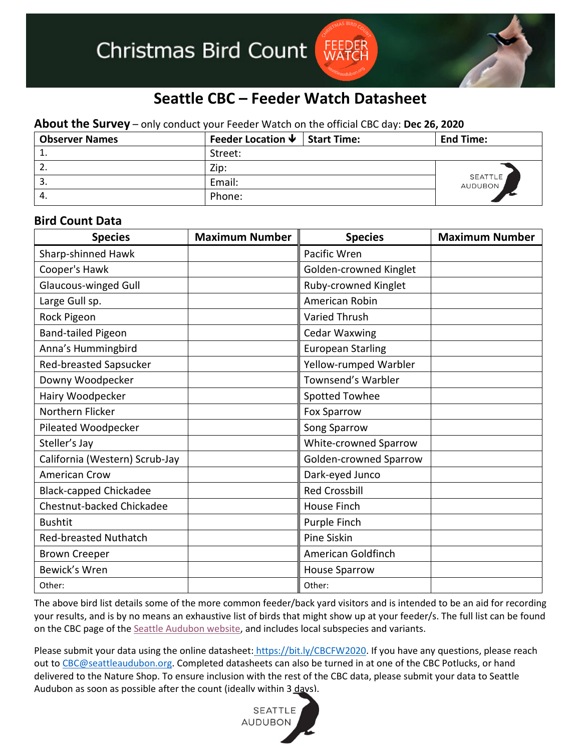Christmas Bird Count FEEDER WATCH

# Seattle CBC – Feeder Watch Datasheet

**About the Survey** – only conduct your Feeder Watch on the official CBC day: **Dec 26, 2020**

| Observer Names | Feeder Location ↓ | Start Time: | End Time: |
|---|---|---|---|
| 1. | Street: | | |
| 2. | Zip: | | SEATTLE AUDUBON |
| 3. | Email: | | |
| 4. | Phone: | | |

## Bird Count Data

| Species | Maximum Number | Species | Maximum Number |
|---|---|---|---|
| Sharp-shinned Hawk | | Pacific Wren | |
| Cooper's Hawk | | Golden-crowned Kinglet | |
| Glaucous-winged Gull | | Ruby-crowned Kinglet | |
| Large Gull sp. | | American Robin | |
| Rock Pigeon | | Varied Thrush | |
| Band-tailed Pigeon | | Cedar Waxwing | |
| Anna's Hummingbird | | European Starling | |
| Red-breasted Sapsucker | | Yellow-rumped Warbler | |
| Downy Woodpecker | | Townsend's Warbler | |
| Hairy Woodpecker | | Spotted Towhee | |
| Northern Flicker | | Fox Sparrow | |
| Pileated Woodpecker | | Song Sparrow | |
| Steller's Jay | | White-crowned Sparrow | |
| California (Western) Scrub-Jay | | Golden-crowned Sparrow | |
| American Crow | | Dark-eyed Junco | |
| Black-capped Chickadee | | Red Crossbill | |
| Chestnut-backed Chickadee | | House Finch | |
| Bushtit | | Purple Finch | |
| Red-breasted Nuthatch | | Pine Siskin | |
| Brown Creeper | | American Goldfinch | |
| Bewick's Wren | | House Sparrow | |
| Other: | | Other: | |

The above bird list details some of the more common feeder/back yard visitors and is intended to be an aid for recording your results, and is by no means an exhaustive list of birds that might show up at your feeder/s. The full list can be found on the CBC page of the Seattle Audubon website, and includes local subspecies and variants.

Please submit your data using the online datasheet: https://bit.ly/CBCFW2020. If you have any questions, please reach out to CBC@seattleaudubon.org. Completed datasheets can also be turned in at one of the CBC Potlucks, or hand delivered to the Nature Shop. To ensure inclusion with the rest of the CBC data, please submit your data to Seattle Audubon as soon as possible after the count (ideally within 3 days).

SEATTLE AUDUBON